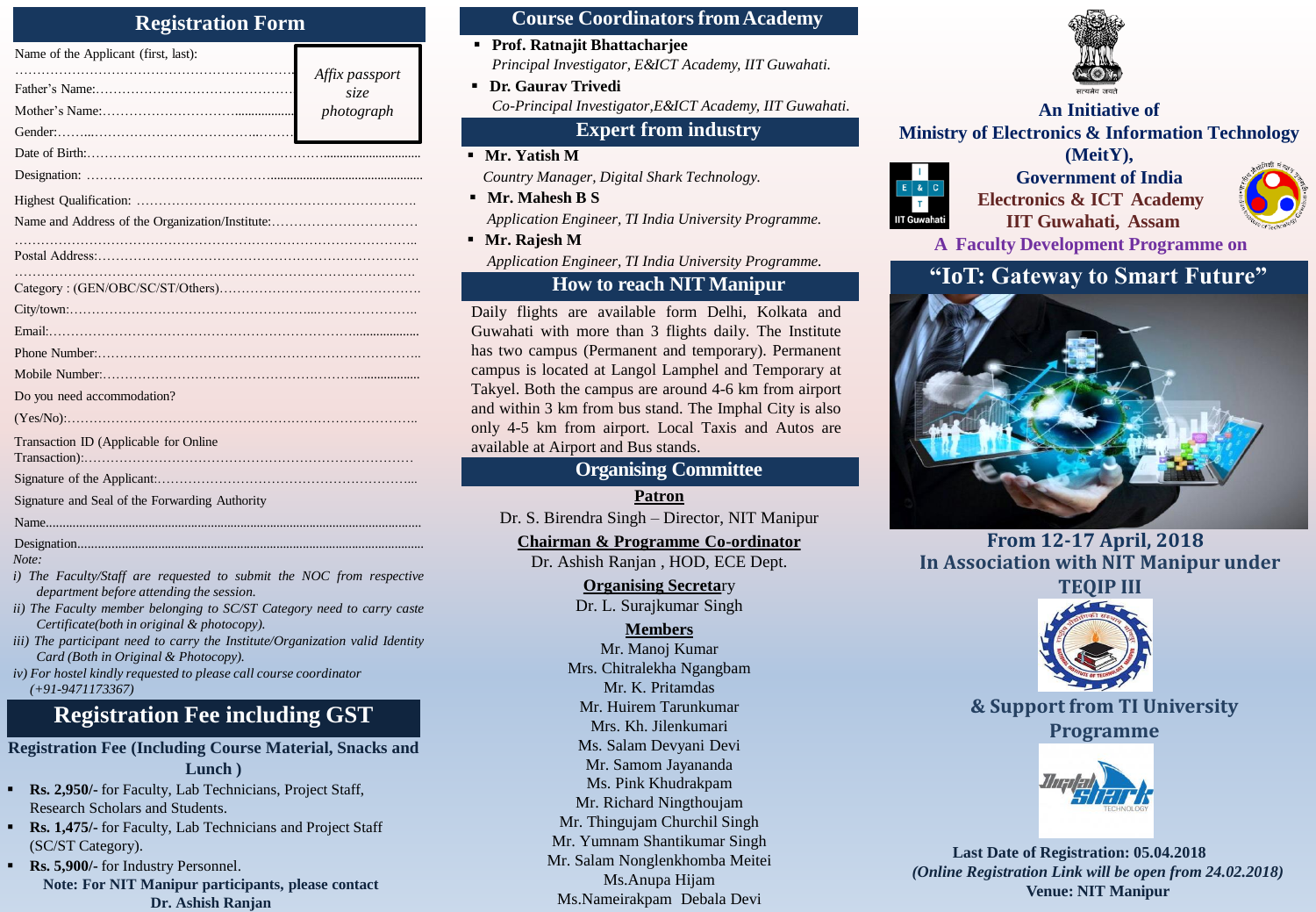## Registration Form

Name of the Applicant (first, last):

……………………………………………………………

Father's Name:……………………………………………

Mother's Name:………………………….................

Gender:……...………………………………..………

*Affix passport size photograph*

Date of Birth:………………………………………………............................

Designation: ……………………………………............................................

Highest Qualification: …………………………………………………….

Name and Address of the Organization/Institute:……………………………

……………………………………………………………………………..

Postal Address:……………………………………………………………….

……………………………………………………………………………

Category : (GEN/OBC/SC/ST/Others)……………………………………….

City/town:……………………………………………………..…………………..

Email:………………………………………………………………....................

Phone Number:…………………………………………………………………..

Mobile Number:……………………………………………………..................

Do you need accommodation?

(Yes/No):…………………………………………………………………….

Transaction ID (Applicable for Online Transaction):…………………………………………………………………

Signature of the Applicant:…………………………………………………..

Signature and Seal of the Forwarding Authority

Name...................................................................................................................

Designation........................................................................................................

*Note:*

*i) The Faculty/Staff are requested to submit the NOC from respective department before attending the session.*

*ii) The Faculty member belonging to SC/ST Category need to carry caste Certificate(both in original & photocopy).*

*iii) The participant need to carry the Institute/Organization valid Identity Card (Both in Original & Photocopy).*

*iv) For hostel kindly requested to please call course coordinator (+91-9471173367)*

## Registration Fee including GST

**Registration Fee (Including Course Material, Snacks and Lunch )**

- **Rs. 2,950/-** for Faculty, Lab Technicians, Project Staff, Research Scholars and Students.
- **Rs. 1,475/-** for Faculty, Lab Technicians and Project Staff (SC/ST Category).
- **Rs. 5,900/-** for Industry Personnel.

**Note: For NIT Manipur participants, please contact Dr. Ashish Ranjan**

## Course Coordinators from Academy

- **Prof. Ratnajit Bhattacharjee**
  *Principal Investigator, E&ICT Academy, IIT Guwahati.*
- **Dr. Gaurav Trivedi**
  *Co-Principal Investigator,E&ICT Academy, IIT Guwahati.*

## Expert from industry

- **Mr. Yatish M**
  *Country Manager, Digital Shark Technology.*
- **Mr. Mahesh B S**
  *Application Engineer, TI India University Programme.*
- **Mr. Rajesh M**
  *Application Engineer, TI India University Programme.*

## How to reach NIT Manipur

Daily flights are available form Delhi, Kolkata and Guwahati with more than 3 flights daily. The Institute has two campus (Permanent and temporary). Permanent campus is located at Langol Lamphel and Temporary at Takyel. Both the campus are around 4-6 km from airport and within 3 km from bus stand. The Imphal City is also only 4-5 km from airport. Local Taxis and Autos are available at Airport and Bus stands.

## Organising Committee

**Patron**

Dr. S. Birendra Singh – Director, NIT Manipur

**Chairman & Programme Co-ordinator**

Dr. Ashish Ranjan , HOD, ECE Dept.

**Organising Secretary**

Dr. L. Surajkumar Singh

**Members**

Mr. Manoj Kumar
Mrs. Chitralekha Ngangbam
Mr. K. Pritamdas
Mr. Huirem Tarunkumar
Mrs. Kh. Jilenkumari
Ms. Salam Devyani Devi
Mr. Samom Jayananda
Ms. Pink Khudrakpam
Mr. Richard Ningthoujam
Mr. Thingujam Churchil Singh
Mr. Yumnam Shantikumar Singh
Mr. Salam Nonglenkhomba Meitei
Ms.Anupa Hijam
Ms.Nameirakpam Debala Devi

**An Initiative of Ministry of Electronics & Information Technology (MeitY), Government of India**

**Electronics & ICT Academy IIT Guwahati, Assam**

**A Faculty Development Programme on**

# "IoT: Gateway to Smart Future"

**From 12-17 April, 2018**

**In Association with NIT Manipur under TEQIP III**

**& Support from TI University Programme**

**Last Date of Registration: 05.04.2018**

***(Online Registration Link will be open from 24.02.2018)***

**Venue: NIT Manipur**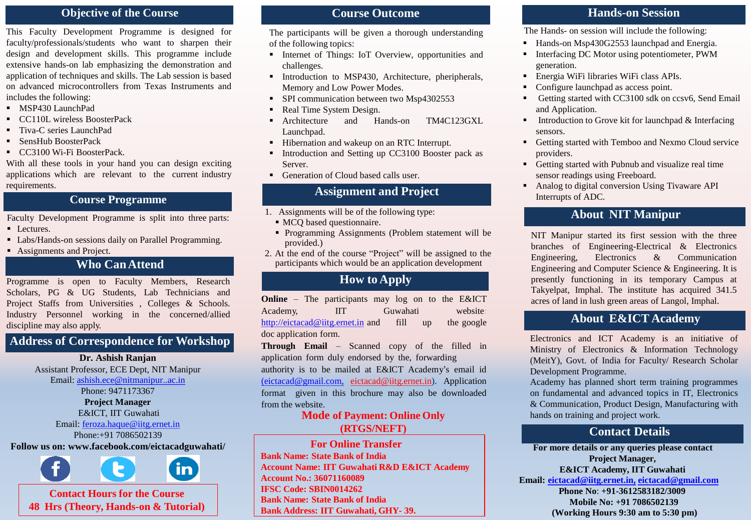## Objective of the Course

This Faculty Development Programme is designed for faculty/professionals/students who want to sharpen their design and development skills. This programme include extensive hands-on lab emphasizing the demonstration and application of techniques and skills. The Lab session is based on advanced microcontrollers from Texas Instruments and includes the following:

- MSP430 LaunchPad
- CC110L wireless BoosterPack
- Tiva-C series LaunchPad
- SensHub BoosterPack
- CC3100 Wi-Fi BoosterPack.

With all these tools in your hand you can design exciting applications which are relevant to the current industry requirements.

## Course Programme

Faculty Development Programme is split into three parts:

- Lectures.
- Labs/Hands-on sessions daily on Parallel Programming.
- Assignments and Project.

## Who Can Attend

Programme is open to Faculty Members, Research Scholars, PG & UG Students, Lab Technicians and Project Staffs from Universities , Colleges & Schools. Industry Personnel working in the concerned/allied discipline may also apply.

## Address of Correspondence for Workshop

**Dr. Ashish Ranjan**
Assistant Professor, ECE Dept, NIT Manipur
Email: ashish.ece@nitmanipur..ac.in
Phone: 9471173367

**Project Manager**
E&ICT, IIT Guwahati
Email: feroza.haque@iitg.ernet.in
Phone:+91 7086502139

**Follow us on: www.facebook.com/eictacadguwahati/**

**Contact Hours for the Course**
**48 Hrs (Theory, Hands-on & Tutorial)**

## Course Outcome

The participants will be given a thorough understanding of the following topics:

- Internet of Things: IoT Overview, opportunities and challenges.
- Introduction to MSP430, Architecture, pheripherals, Memory and Low Power Modes.
- SPI communication between two Msp4302553
- Real Time System Design.
- Architecture and Hands-on TM4C123GXL Launchpad.
- Hibernation and wakeup on an RTC Interrupt.
- Introduction and Setting up CC3100 Booster pack as Server.
- Generation of Cloud based calls user.

## Assignment and Project

1. Assignments will be of the following type:
   - MCQ based questionnaire.
   - Programming Assignments (Problem statement will be provided.)
2. At the end of the course "Project" will be assigned to the participants which would be an application development

## How to Apply

**Online** – The participants may log on to the E&ICT Academy, IIT Guwahati website: http://eictacad@iitg.ernet.in and fill up the google doc application form.

**Through Email** – Scanned copy of the filled in application form duly endorsed by the, forwarding authority is to be mailed at E&ICT Academy's email id (eictacad@gmail.com, eictacad@iitg.ernet.in). Application format given in this brochure may also be downloaded from the website.

**Mode of Payment: Online Only (RTGS/NEFT)**

**For Online Transfer**
**Bank Name: State Bank of India**
**Account Name: IIT Guwahati R&D E&ICT Academy**
**Account No.: 36071160089**
**IFSC Code: SBIN0014262**
**Bank Name: State Bank of India**
**Bank Address: IIT Guwahati, GHY- 39.**

## Hands-on Session

The Hands- on session will include the following:

- Hands-on Msp430G2553 launchpad and Energia.
- Interfacing DC Motor using potentiometer, PWM generation.
- Energia WiFi libraries WiFi class APIs.
- Configure launchpad as access point.
- Getting started with CC3100 sdk on ccsv6, Send Email and Application.
- Introduction to Grove kit for launchpad & Interfacing sensors.
- Getting started with Temboo and Nexmo Cloud service providers.
- Getting started with Pubnub and visualize real time sensor readings using Freeboard.
- Analog to digital conversion Using Tivaware API Interrupts of ADC.

## About NIT Manipur

NIT Manipur started its first session with the three branches of Engineering-Electrical & Electronics Engineering, Electronics & Communication Engineering and Computer Science & Engineering. It is presently functioning in its temporary Campus at Takyelpat, Imphal. The institute has acquired 341.5 acres of land in lush green areas of Langol, Imphal.

## About E&ICT Academy

Electronics and ICT Academy is an initiative of Ministry of Electronics & Information Technology (MeitY), Govt. of India for Faculty/ Research Scholar Development Programme.

Academy has planned short term training programmes on fundamental and advanced topics in IT, Electronics & Communication, Product Design, Manufacturing with hands on training and project work.

## Contact Details

**For more details or any queries please contact**
**Project Manager,**
**E&ICT Academy, IIT Guwahati**
**Email: eictacad@iitg.ernet.in, eictacad@gmail.com**
**Phone No: +91-3612583182/3009**
**Mobile No: +91 7086502139**
**(Working Hours 9:30 am to 5:30 pm)**